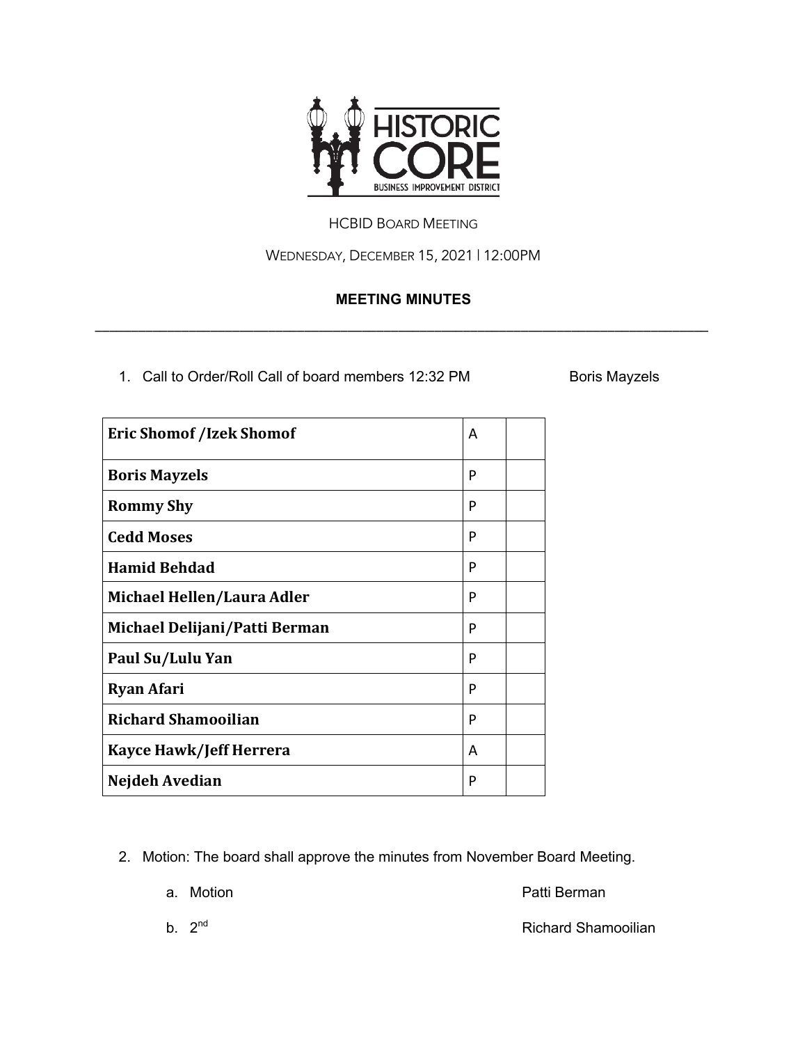HCBID BOARD MEETING

WEDNESDAY, DECEMBER 15, 2021 | 12:00PM

**MEETING MINUTES**

---

1. Call to Order/Roll Call of board members 12:32 PM — Boris Mayzels

| | | |
|---|---|---|
| **Eric Shomof /Izek Shomof** | A | |
| **Boris Mayzels** | P | |
| **Rommy Shy** | P | |
| **Cedd Moses** | P | |
| **Hamid Behdad** | P | |
| **Michael Hellen/Laura Adler** | P | |
| **Michael Delijani/Patti Berman** | P | |
| **Paul Su/Lulu Yan** | P | |
| **Ryan Afari** | P | |
| **Richard Shamooilian** | P | |
| **Kayce Hawk/Jeff Herrera** | A | |
| **Nejdeh Avedian** | P | |

2. Motion: The board shall approve the minutes from November Board Meeting.

   a. Motion — Patti Berman

   b. 2nd — Richard Shamooilian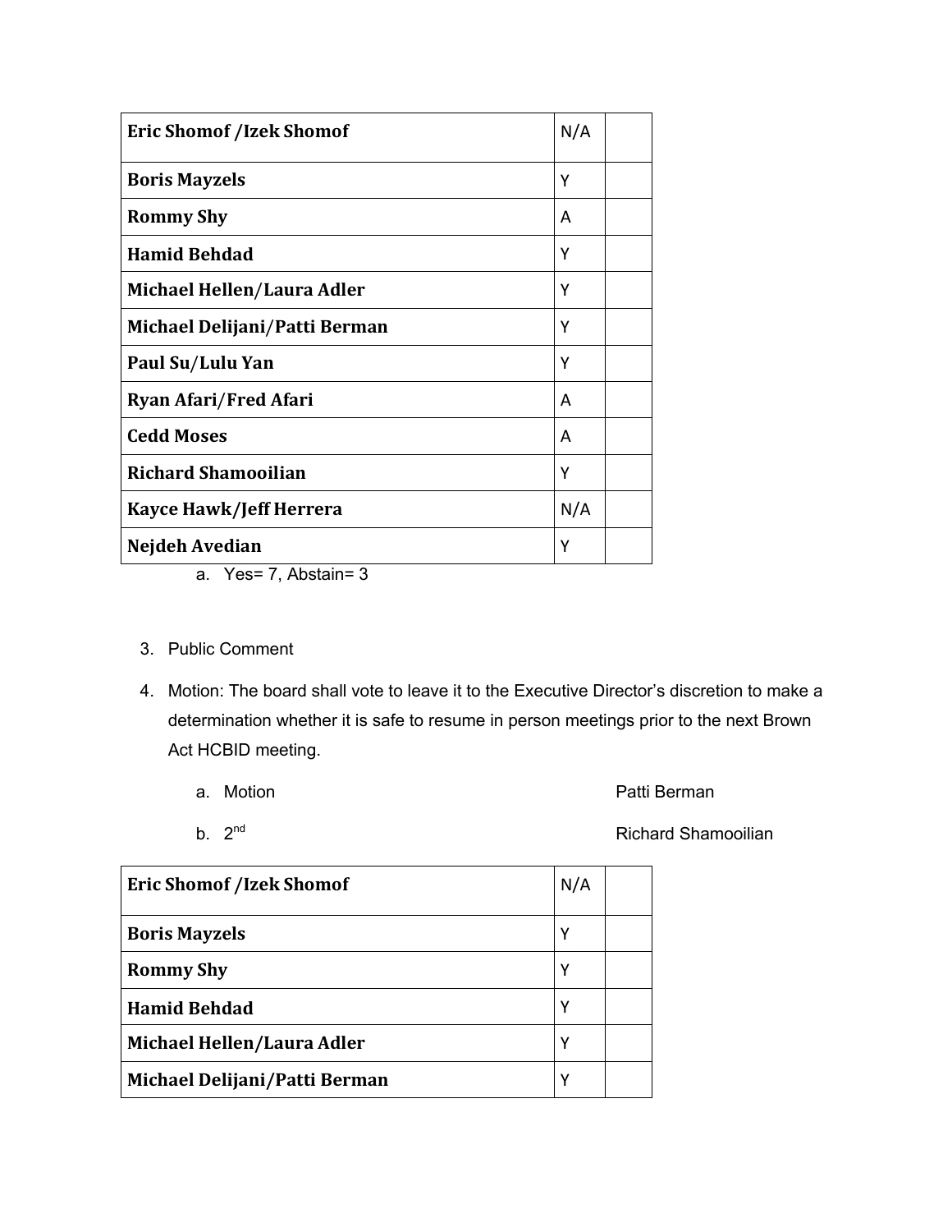| Eric Shomof /Izek Shomof | N/A | |
|---|---|---|
| Boris Mayzels | Y | |
| Rommy Shy | A | |
| Hamid Behdad | Y | |
| Michael Hellen/Laura Adler | Y | |
| Michael Delijani/Patti Berman | Y | |
| Paul Su/Lulu Yan | Y | |
| Ryan Afari/Fred Afari | A | |
| Cedd Moses | A | |
| Richard Shamooilian | Y | |
| Kayce Hawk/Jeff Herrera | N/A | |
| Nejdeh Avedian | Y | |

a. Yes= 7, Abstain= 3

3. Public Comment

4. Motion: The board shall vote to leave it to the Executive Director's discretion to make a determination whether it is safe to resume in person meetings prior to the next Brown Act HCBID meeting.

   a. Motion — Patti Berman

   b. 2nd — Richard Shamooilian

| Eric Shomof /Izek Shomof | N/A | |
|---|---|---|
| Boris Mayzels | Y | |
| Rommy Shy | Y | |
| Hamid Behdad | Y | |
| Michael Hellen/Laura Adler | Y | |
| Michael Delijani/Patti Berman | Y | |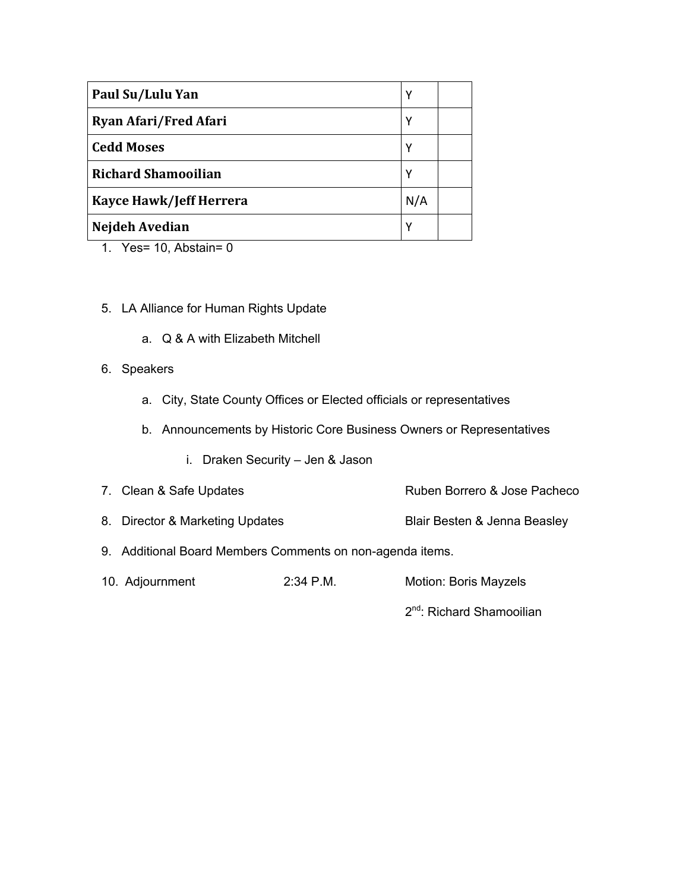| | | |
|---|---|---|
| **Paul Su/Lulu Yan** | Y | |
| **Ryan Afari/Fred Afari** | Y | |
| **Cedd Moses** | Y | |
| **Richard Shamooilian** | Y | |
| **Kayce Hawk/Jeff Herrera** | N/A | |
| **Nejdeh Avedian** | Y | |

1. Yes= 10, Abstain= 0

5. LA Alliance for Human Rights Update
   a. Q & A with Elizabeth Mitchell
6. Speakers
   a. City, State County Offices or Elected officials or representatives
   b. Announcements by Historic Core Business Owners or Representatives
      i. Draken Security – Jen & Jason
7. Clean & Safe Updates — Ruben Borrero & Jose Pacheco
8. Director & Marketing Updates — Blair Besten & Jenna Beasley
9. Additional Board Members Comments on non-agenda items.
10. Adjournment — 2:34 P.M. — Motion: Boris Mayzels

    2nd: Richard Shamooilian